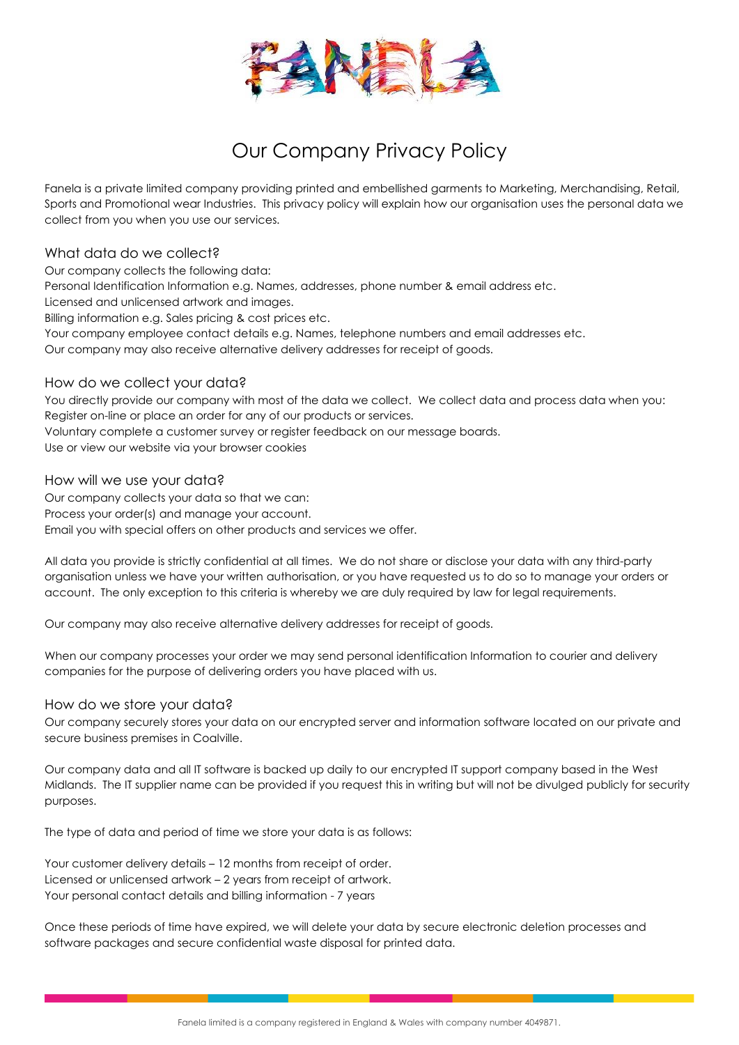# Our Company Privacy Policy

Fanela is a private limited company providing printed and embellished garments to Marketing, Merchandising, Retail, Sports and Promotional wear Industries. This privacy policy will explain how our organisation uses the personal data we collect from you when you use our services.

## What data do we collect?

Our company collects the following data:

Personal Identification Information e.g. Names, addresses, phone number & email address etc.

Licensed and unlicensed artwork and images.

Billing information e.g. Sales pricing & cost prices etc.

Your company employee contact details e.g. Names, telephone numbers and email addresses etc.

Our company may also receive alternative delivery addresses for receipt of goods.

## How do we collect your data?

You directly provide our company with most of the data we collect. We collect data and process data when you:

Register on-line or place an order for any of our products or services.

Voluntary complete a customer survey or register feedback on our message boards.

Use or view our website via your browser cookies

## How will we use your data?

Our company collects your data so that we can:

Process your order(s) and manage your account.

Email you with special offers on other products and services we offer.

All data you provide is strictly confidential at all times. We do not share or disclose your data with any third-party organisation unless we have your written authorisation, or you have requested us to do so to manage your orders or account. The only exception to this criteria is whereby we are duly required by law for legal requirements.

Our company may also receive alternative delivery addresses for receipt of goods.

When our company processes your order we may send personal identification Information to courier and delivery companies for the purpose of delivering orders you have placed with us.

## How do we store your data?

Our company securely stores your data on our encrypted server and information software located on our private and secure business premises in Coalville.

Our company data and all IT software is backed up daily to our encrypted IT support company based in the West Midlands. The IT supplier name can be provided if you request this in writing but will not be divulged publicly for security purposes.

The type of data and period of time we store your data is as follows:

Your customer delivery details – 12 months from receipt of order.

Licensed or unlicensed artwork – 2 years from receipt of artwork.

Your personal contact details and billing information - 7 years

Once these periods of time have expired, we will delete your data by secure electronic deletion processes and software packages and secure confidential waste disposal for printed data.

Fanela limited is a company registered in England & Wales with company number 4049871.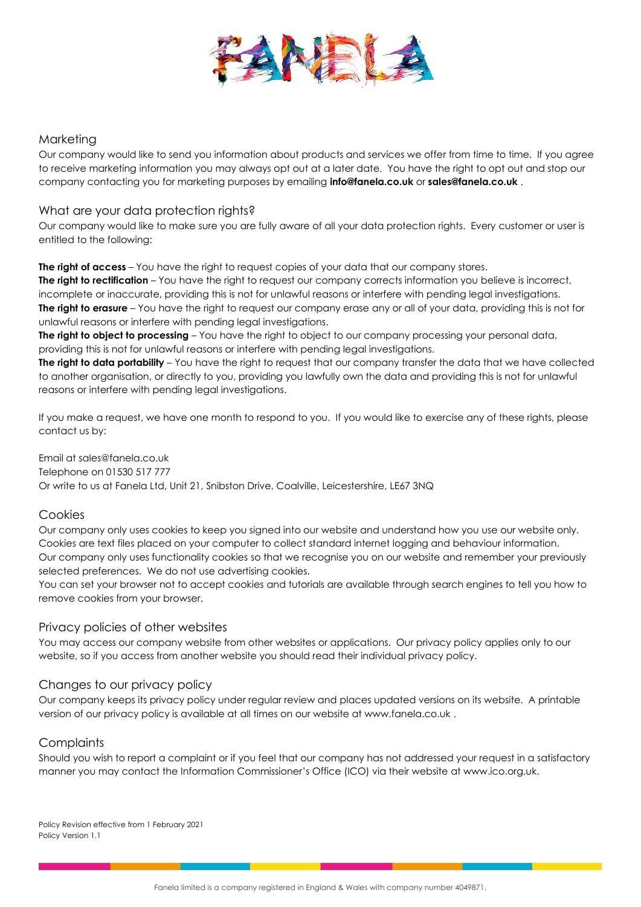## Marketing

Our company would like to send you information about products and services we offer from time to time. If you agree to receive marketing information you may always opt out at a later date. You have the right to opt out and stop our company contacting you for marketing purposes by emailing **info@fanela.co.uk** or **sales@fanela.co.uk** .

## What are your data protection rights?

Our company would like to make sure you are fully aware of all your data protection rights. Every customer or user is entitled to the following:

**The right of access** – You have the right to request copies of your data that our company stores.
**The right to rectification** – You have the right to request our company corrects information you believe is incorrect, incomplete or inaccurate, providing this is not for unlawful reasons or interfere with pending legal investigations.
**The right to erasure** – You have the right to request our company erase any or all of your data, providing this is not for unlawful reasons or interfere with pending legal investigations.
**The right to object to processing** – You have the right to object to our company processing your personal data, providing this is not for unlawful reasons or interfere with pending legal investigations.
**The right to data portability** – You have the right to request that our company transfer the data that we have collected to another organisation, or directly to you, providing you lawfully own the data and providing this is not for unlawful reasons or interfere with pending legal investigations.

If you make a request, we have one month to respond to you. If you would like to exercise any of these rights, please contact us by:

Email at sales@fanela.co.uk
Telephone on 01530 517 777
Or write to us at Fanela Ltd, Unit 21, Snibston Drive, Coalville, Leicestershire, LE67 3NQ

## Cookies

Our company only uses cookies to keep you signed into our website and understand how you use our website only. Cookies are text files placed on your computer to collect standard internet logging and behaviour information. Our company only uses functionality cookies so that we recognise you on our website and remember your previously selected preferences. We do not use advertising cookies.
You can set your browser not to accept cookies and tutorials are available through search engines to tell you how to remove cookies from your browser.

## Privacy policies of other websites

You may access our company website from other websites or applications. Our privacy policy applies only to our website, so if you access from another website you should read their individual privacy policy.

## Changes to our privacy policy

Our company keeps its privacy policy under regular review and places updated versions on its website. A printable version of our privacy policy is available at all times on our website at www.fanela.co.uk .

## Complaints

Should you wish to report a complaint or if you feel that our company has not addressed your request in a satisfactory manner you may contact the Information Commissioner's Office (ICO) via their website at www.ico.org.uk.

Policy Revision effective from 1 February 2021
Policy Version 1.1

Fanela limited is a company registered in England & Wales with company number 4049871.